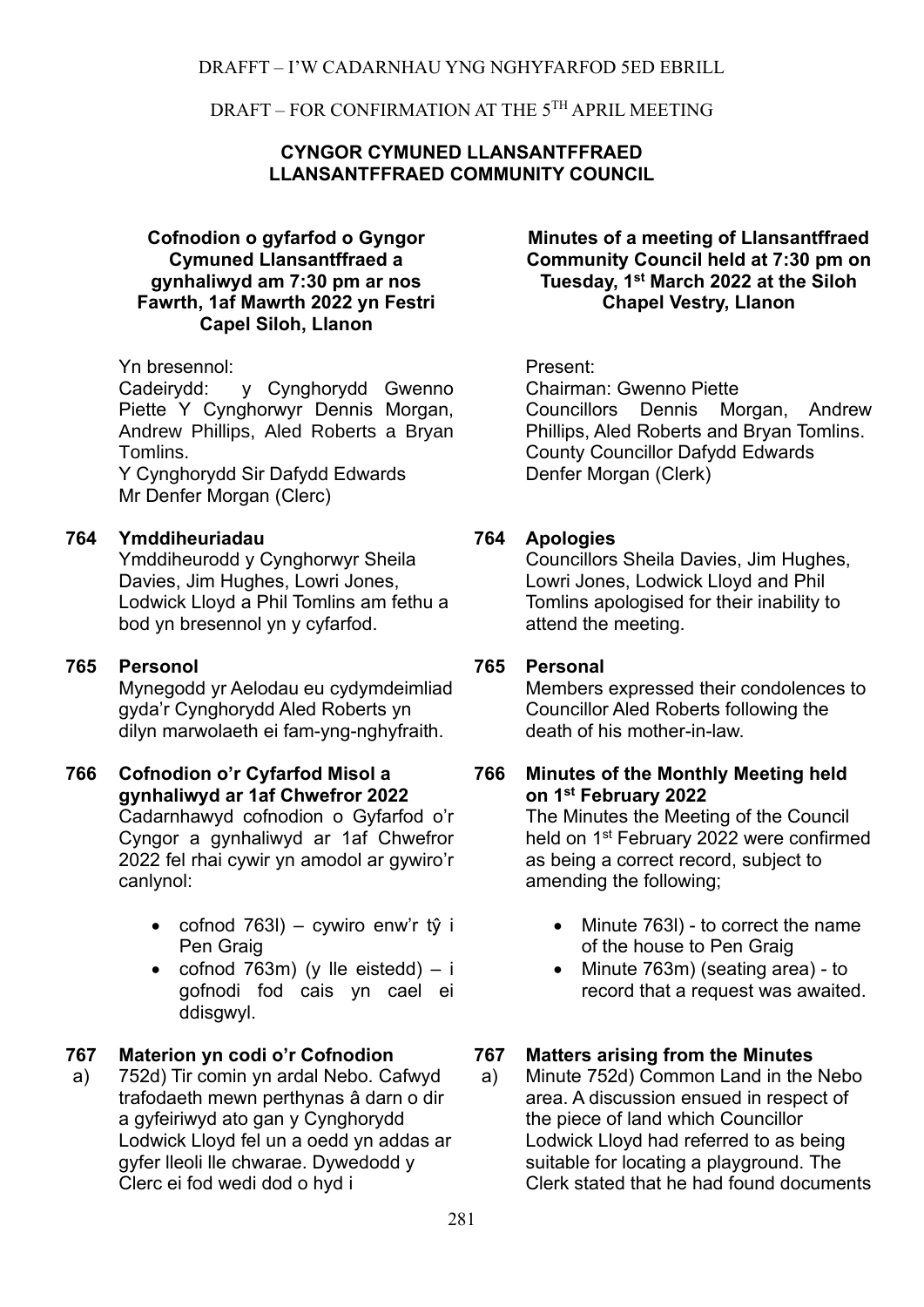DRAFFT – I'W CADARNHAU YNG NGHYFARFOD 5ED EBRILL

DRAFT – FOR CONFIRMATION AT THE 5TH APRIL MEETING

**CYNGOR CYMUNED LLANSANTFFRAED**
**LLANSANTFFRAED COMMUNITY COUNCIL**

**Cofnodion o gyfarfod o Gyngor Cymuned Llansantffraed a gynhaliwyd am 7:30 pm ar nos Fawrth, 1af Mawrth 2022 yn Festri Capel Siloh, Llanon**

Yn bresennol:
Cadeirydd: y Cynghorydd Gwenno Piette Y Cynghorwyr Dennis Morgan, Andrew Phillips, Aled Roberts a Bryan Tomlins.
Y Cynghorydd Sir Dafydd Edwards
Mr Denfer Morgan (Clerc)

**764 Ymddiheuriadau**

Ymddiheurodd y Cynghorwyr Sheila Davies, Jim Hughes, Lowri Jones, Lodwick Lloyd a Phil Tomlins am fethu a bod yn bresennol yn y cyfarfod.

**765 Personol**

Mynegodd yr Aelodau eu cydymdeimliad gyda'r Cynghorydd Aled Roberts yn dilyn marwolaeth ei fam-yng-nghyfraith.

**766 Cofnodion o'r Cyfarfod Misol a gynhaliwyd ar 1af Chwefror 2022**

Cadarnhawyd cofnodion o Gyfarfod o'r Cyngor a gynhaliwyd ar 1af Chwefror 2022 fel rhai cywir yn amodol ar gywiro'r canlynol:

- cofnod 763l) – cywiro enw'r tŷ i Pen Graig
- cofnod 763m) (y lle eistedd) – i gofnodi fod cais yn cael ei ddisgwyl.

**767 Materion yn codi o'r Cofnodion**

a) 752d) Tir comin yn ardal Nebo. Cafwyd trafodaeth mewn perthynas â darn o dir a gyfeiriwyd ato gan y Cynghorydd Lodwick Lloyd fel un a oedd yn addas ar gyfer lleoli lle chwarae. Dywedodd y Clerc ei fod wedi dod o hyd i

**Minutes of a meeting of Llansantffraed Community Council held at 7:30 pm on Tuesday, 1st March 2022 at the Siloh Chapel Vestry, Llanon**

Present:
Chairman: Gwenno Piette
Councillors Dennis Morgan, Andrew Phillips, Aled Roberts and Bryan Tomlins.
County Councillor Dafydd Edwards
Denfer Morgan (Clerk)

**764 Apologies**

Councillors Sheila Davies, Jim Hughes, Lowri Jones, Lodwick Lloyd and Phil Tomlins apologised for their inability to attend the meeting.

**765 Personal**

Members expressed their condolences to Councillor Aled Roberts following the death of his mother-in-law.

**766 Minutes of the Monthly Meeting held on 1st February 2022**

The Minutes the Meeting of the Council held on 1st February 2022 were confirmed as being a correct record, subject to amending the following;

- Minute 763l) - to correct the name of the house to Pen Graig
- Minute 763m) (seating area) - to record that a request was awaited.

**767 Matters arising from the Minutes**

a) Minute 752d) Common Land in the Nebo area. A discussion ensued in respect of the piece of land which Councillor Lodwick Lloyd had referred to as being suitable for locating a playground. The Clerk stated that he had found documents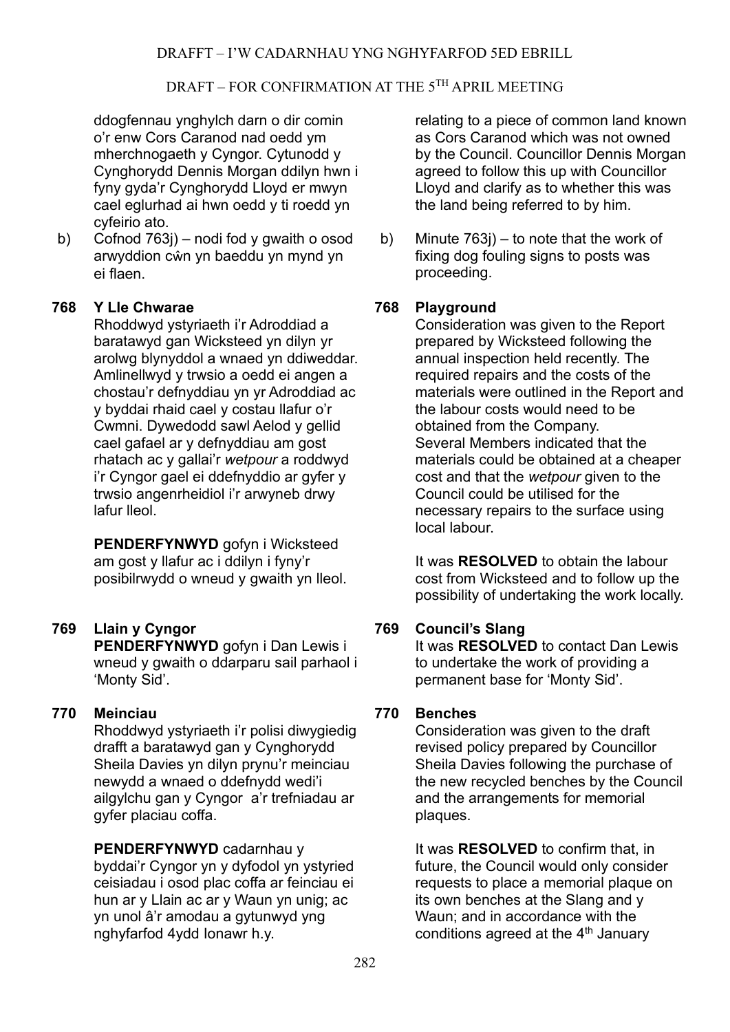ddogfennau ynghylch darn o dir comin o'r enw Cors Caranod nad oedd ym mherchnogaeth y Cyngor. Cytunodd y Cynghorydd Dennis Morgan ddilyn hwn i fyny gyda'r Cynghorydd Lloyd er mwyn cael eglurhad ai hwn oedd y ti roedd yn cyfeirio ato.

b) Cofnod 763j) – nodi fod y gwaith o osod arwyddion cŵn yn baeddu yn mynd yn ei flaen.

**768 Y Lle Chwarae**

Rhoddwyd ystyriaeth i'r Adroddiad a baratawyd gan Wicksteed yn dilyn yr arolwg blynyddol a wnaed yn ddiweddar. Amlinellwyd y trwsio a oedd ei angen a chostau'r defnyddiau yn yr Adroddiad ac y byddai rhaid cael y costau llafur o'r Cwmni. Dywedodd sawl Aelod y gellid cael gafael ar y defnyddiau am gost rhatach ac y gallai'r *wetpour* a roddwyd i'r Cyngor gael ei ddefnyddio ar gyfer y trwsio angenrheidiol i'r arwyneb drwy lafur lleol.

**PENDERFYNWYD** gofyn i Wicksteed am gost y llafur ac i ddilyn i fyny'r posibilrwydd o wneud y gwaith yn lleol.

**769 Llain y Cyngor**

**PENDERFYNWYD** gofyn i Dan Lewis i wneud y gwaith o ddarparu sail parhaol i 'Monty Sid'.

**770 Meinciau**

Rhoddwyd ystyriaeth i'r polisi diwygiedig drafft a baratawyd gan y Cynghorydd Sheila Davies yn dilyn prynu'r meinciau newydd a wnaed o ddefnydd wedi'i ailgylchu gan y Cyngor a'r trefniadau ar gyfer placiau coffa.

**PENDERFYNWYD** cadarnhau y byddai'r Cyngor yn y dyfodol yn ystyried ceisiadau i osod plac coffa ar feinciau ei hun ar y Llain ac ar y Waun yn unig; ac yn unol â'r amodau a gytunwyd yng nghyfarfod 4ydd Ionawr h.y.

relating to a piece of common land known as Cors Caranod which was not owned by the Council. Councillor Dennis Morgan agreed to follow this up with Councillor Lloyd and clarify as to whether this was the land being referred to by him.

b) Minute 763j) – to note that the work of fixing dog fouling signs to posts was proceeding.

**768 Playground**

Consideration was given to the Report prepared by Wicksteed following the annual inspection held recently. The required repairs and the costs of the materials were outlined in the Report and the labour costs would need to be obtained from the Company.
Several Members indicated that the materials could be obtained at a cheaper cost and that the *wetpour* given to the Council could be utilised for the necessary repairs to the surface using local labour.

It was **RESOLVED** to obtain the labour cost from Wicksteed and to follow up the possibility of undertaking the work locally.

**769 Council's Slang**

It was **RESOLVED** to contact Dan Lewis to undertake the work of providing a permanent base for 'Monty Sid'.

**770 Benches**

Consideration was given to the draft revised policy prepared by Councillor Sheila Davies following the purchase of the new recycled benches by the Council and the arrangements for memorial plaques.

It was **RESOLVED** to confirm that, in future, the Council would only consider requests to place a memorial plaque on its own benches at the Slang and y Waun; and in accordance with the conditions agreed at the 4th January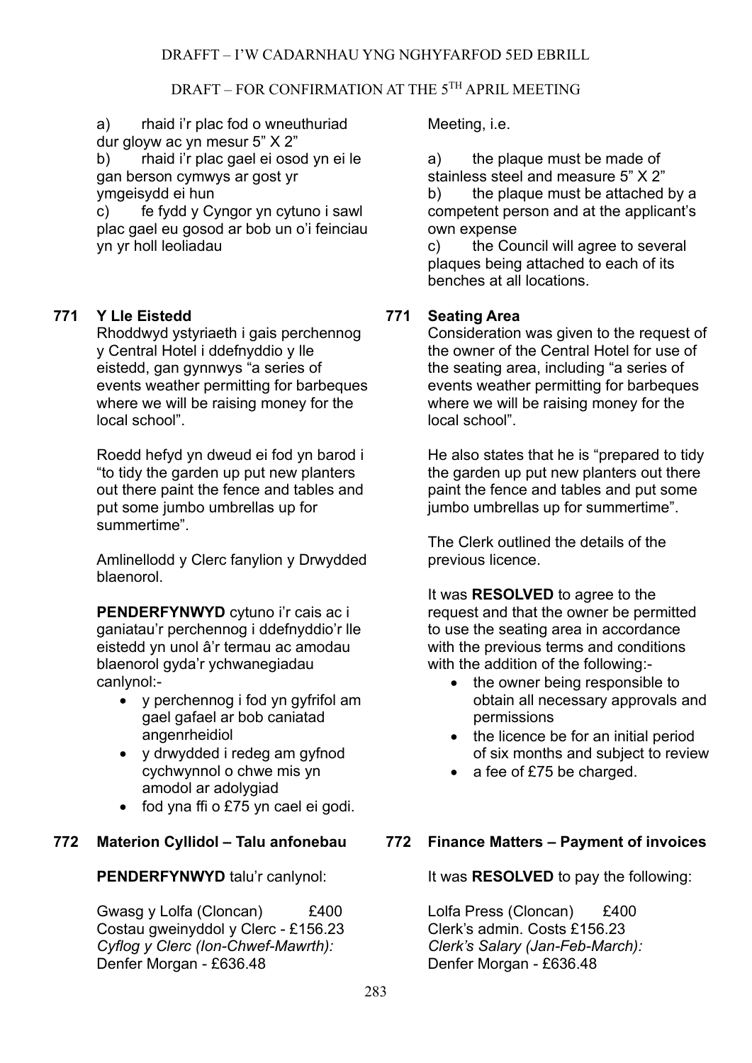DRAFFT – I'W CADARNHAU YNG NGHYFARFOD 5ED EBRILL

DRAFT – FOR CONFIRMATION AT THE 5TH APRIL MEETING

a) rhaid i'r plac fod o wneuthuriad dur gloyw ac yn mesur 5" X 2"
b) rhaid i'r plac gael ei osod yn ei le gan berson cymwys ar gost yr ymgeisydd ei hun
c) fe fydd y Cyngor yn cytuno i sawl plac gael eu gosod ar bob un o'i feinciau yn yr holl leoliadau

Meeting, i.e.

a) the plaque must be made of stainless steel and measure 5" X 2"
b) the plaque must be attached by a competent person and at the applicant's own expense
c) the Council will agree to several plaques being attached to each of its benches at all locations.

## 771 Y Lle Eistedd

Rhoddwyd ystyriaeth i gais perchennog y Central Hotel i ddefnyddio y lle eistedd, gan gynnwys "a series of events weather permitting for barbeques where we will be raising money for the local school".

Roedd hefyd yn dweud ei fod yn barod i "to tidy the garden up put new planters out there paint the fence and tables and put some jumbo umbrellas up for summertime".

Amlinellodd y Clerc fanylion y Drwydded blaenorol.

**PENDERFYNWYD** cytuno i'r cais ac i ganiatau'r perchennog i ddefnyddio'r lle eistedd yn unol â'r termau ac amodau blaenorol gyda'r ychwanegiadau canlynol:-

- y perchennog i fod yn gyfrifol am gael gafael ar bob caniatad angenrheidiol
- y drwydded i redeg am gyfnod cychwynnol o chwe mis yn amodol ar adolygiad
- fod yna ffi o £75 yn cael ei godi.

## 771 Seating Area

Consideration was given to the request of the owner of the Central Hotel for use of the seating area, including "a series of events weather permitting for barbeques where we will be raising money for the local school".

He also states that he is "prepared to tidy the garden up put new planters out there paint the fence and tables and put some jumbo umbrellas up for summertime".

The Clerk outlined the details of the previous licence.

It was **RESOLVED** to agree to the request and that the owner be permitted to use the seating area in accordance with the previous terms and conditions with the addition of the following:-

- the owner being responsible to obtain all necessary approvals and permissions
- the licence be for an initial period of six months and subject to review
- a fee of £75 be charged.

## 772 Materion Cyllidol – Talu anfonebau

**PENDERFYNWYD** talu'r canlynol:

Gwasg y Lolfa (Cloncan) £400
Costau gweinyddol y Clerc - £156.23
*Cyflog y Clerc (Ion-Chwef-Mawrth):*
Denfer Morgan - £636.48

## 772 Finance Matters – Payment of invoices

It was **RESOLVED** to pay the following:

Lolfa Press (Cloncan) £400
Clerk's admin. Costs £156.23
*Clerk's Salary (Jan-Feb-March):*
Denfer Morgan - £636.48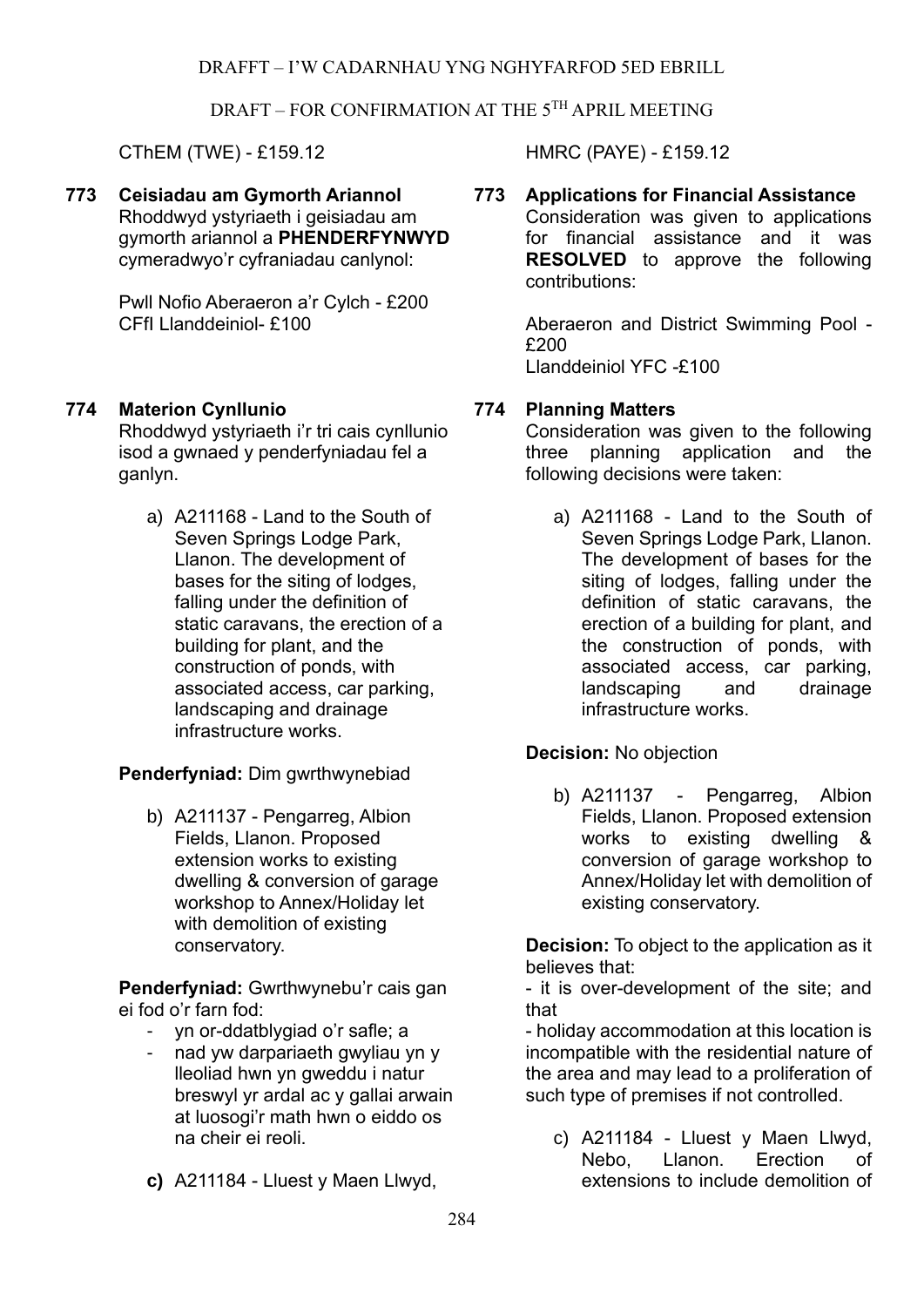DRAFFT – I'W CADARNHAU YNG NGHYFARFOD 5ED EBRILL

DRAFT – FOR CONFIRMATION AT THE 5TH APRIL MEETING

CThEM (TWE) - £159.12

**773 Ceisiadau am Gymorth Ariannol**

Rhoddwyd ystyriaeth i geisiadau am gymorth ariannol a **PHENDERFYNWYD** cymeradwyo'r cyfraniadau canlynol:

Pwll Nofio Aberaeron a'r Cylch - £200
CFfI Llanddeiniol- £100

**774 Materion Cynllunio**

Rhoddwyd ystyriaeth i'r tri cais cynllunio isod a gwnaed y penderfyniadau fel a ganlyn.

a) A211168 - Land to the South of Seven Springs Lodge Park, Llanon. The development of bases for the siting of lodges, falling under the definition of static caravans, the erection of a building for plant, and the construction of ponds, with associated access, car parking, landscaping and drainage infrastructure works.

**Penderfyniad:** Dim gwrthwynebiad

b) A211137 - Pengarreg, Albion Fields, Llanon. Proposed extension works to existing dwelling & conversion of garage workshop to Annex/Holiday let with demolition of existing conservatory.

**Penderfyniad:** Gwrthwynebu'r cais gan ei fod o'r farn fod:

- yn or-ddatblygiad o'r safle; a
- nad yw darpariaeth gwyliau yn y lleoliad hwn yn gweddu i natur breswyl yr ardal ac y gallai arwain at luosogi'r math hwn o eiddo os na cheir ei reoli.

**c)** A211184 - Lluest y Maen Llwyd,

HMRC (PAYE) - £159.12

**773 Applications for Financial Assistance**

Consideration was given to applications for financial assistance and it was **RESOLVED** to approve the following contributions:

Aberaeron and District Swimming Pool - £200
Llanddeiniol YFC -£100

**774 Planning Matters**

Consideration was given to the following three planning application and the following decisions were taken:

a) A211168 - Land to the South of Seven Springs Lodge Park, Llanon. The development of bases for the siting of lodges, falling under the definition of static caravans, the erection of a building for plant, and the construction of ponds, with associated access, car parking, landscaping and drainage infrastructure works.

**Decision:** No objection

b) A211137 - Pengarreg, Albion Fields, Llanon. Proposed extension works to existing dwelling & conversion of garage workshop to Annex/Holiday let with demolition of existing conservatory.

**Decision:** To object to the application as it believes that:

- it is over-development of the site; and that
- holiday accommodation at this location is incompatible with the residential nature of the area and may lead to a proliferation of such type of premises if not controlled.

c) A211184 - Lluest y Maen Llwyd, Nebo, Llanon. Erection of extensions to include demolition of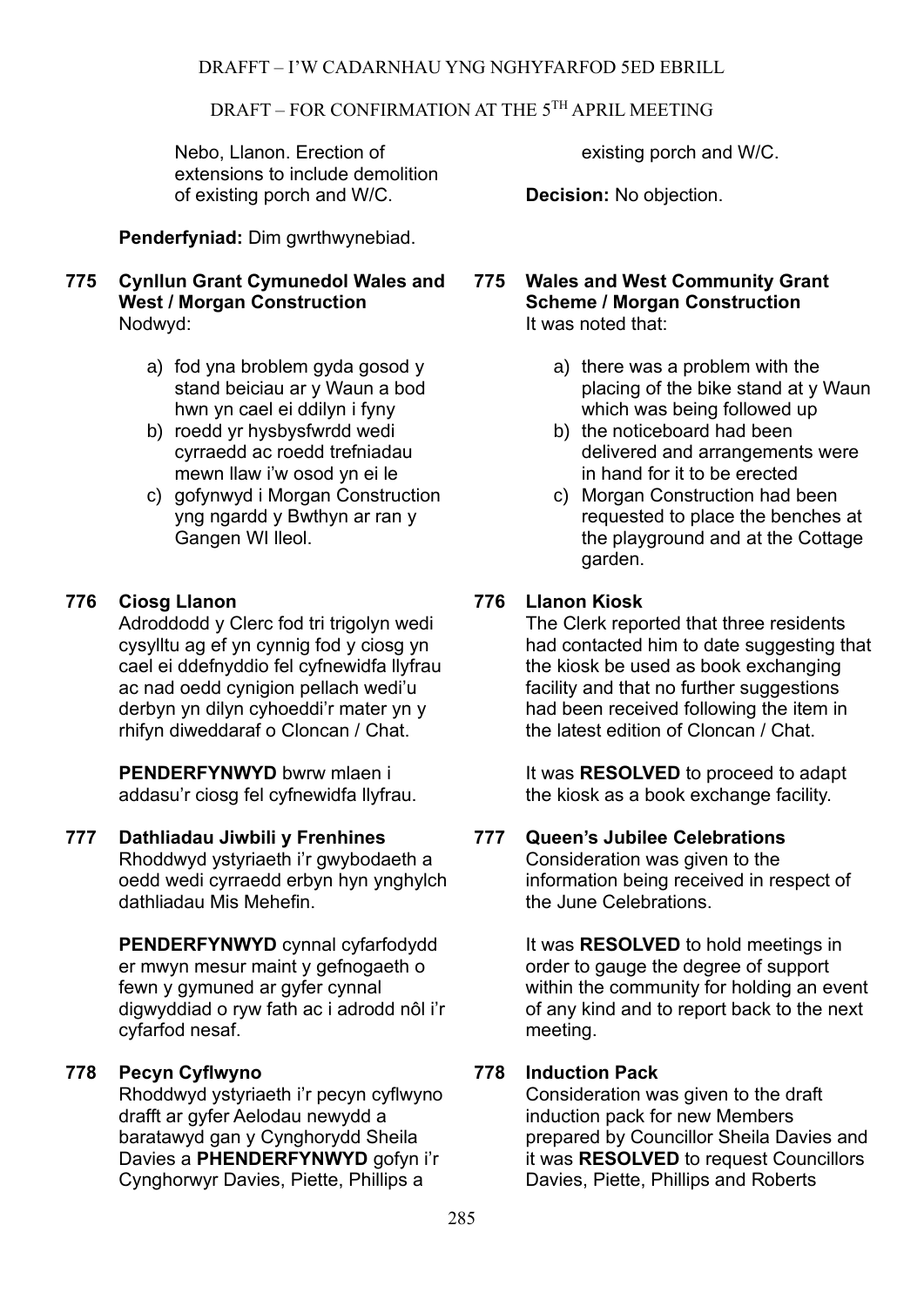Nebo, Llanon. Erection of extensions to include demolition of existing porch and W/C.

**Penderfyniad:** Dim gwrthwynebiad.

existing porch and W/C.

**Decision:** No objection.

**775 Cynllun Grant Cymunedol Wales and West / Morgan Construction**
Nodwyd:

a) fod yna broblem gyda gosod y stand beiciau ar y Waun a bod hwn yn cael ei ddilyn i fyny
b) roedd yr hysbysfwrdd wedi cyrraedd ac roedd trefniadau mewn llaw i'w osod yn ei le
c) gofynwyd i Morgan Construction yng ngardd y Bwthyn ar ran y Gangen WI lleol.

**775 Wales and West Community Grant Scheme / Morgan Construction**
It was noted that:

a) there was a problem with the placing of the bike stand at y Waun which was being followed up
b) the noticeboard had been delivered and arrangements were in hand for it to be erected
c) Morgan Construction had been requested to place the benches at the playground and at the Cottage garden.

**776 Ciosg Llanon**
Adroddodd y Clerc fod tri trigolyn wedi cysylltu ag ef yn cynnig fod y ciosg yn cael ei ddefnyddio fel cyfnewidfa llyfrau ac nad oedd cynigion pellach wedi'u derbyn yn dilyn cyhoeddi'r mater yn y rhifyn diweddaraf o Cloncan / Chat.

**PENDERFYNWYD** bwrw mlaen i addasu'r ciosg fel cyfnewidfa llyfrau.

**776 Llanon Kiosk**
The Clerk reported that three residents had contacted him to date suggesting that the kiosk be used as book exchanging facility and that no further suggestions had been received following the item in the latest edition of Cloncan / Chat.

It was **RESOLVED** to proceed to adapt the kiosk as a book exchange facility.

**777 Dathliadau Jiwbili y Frenhines**
Rhoddwyd ystyriaeth i'r gwybodaeth a oedd wedi cyrraedd erbyn hyn ynghylch dathliadau Mis Mehefin.

**PENDERFYNWYD** cynnal cyfarfodydd er mwyn mesur maint y gefnogaeth o fewn y gymuned ar gyfer cynnal digwyddiad o ryw fath ac i adrodd nôl i'r cyfarfod nesaf.

**777 Queen's Jubilee Celebrations**
Consideration was given to the information being received in respect of the June Celebrations.

It was **RESOLVED** to hold meetings in order to gauge the degree of support within the community for holding an event of any kind and to report back to the next meeting.

**778 Pecyn Cyflwyno**
Rhoddwyd ystyriaeth i'r pecyn cyflwyno drafft ar gyfer Aelodau newydd a baratawyd gan y Cynghorydd Sheila Davies a **PHENDERFYNWYD** gofyn i'r Cynghorwyr Davies, Piette, Phillips a

**778 Induction Pack**
Consideration was given to the draft induction pack for new Members prepared by Councillor Sheila Davies and it was **RESOLVED** to request Councillors Davies, Piette, Phillips and Roberts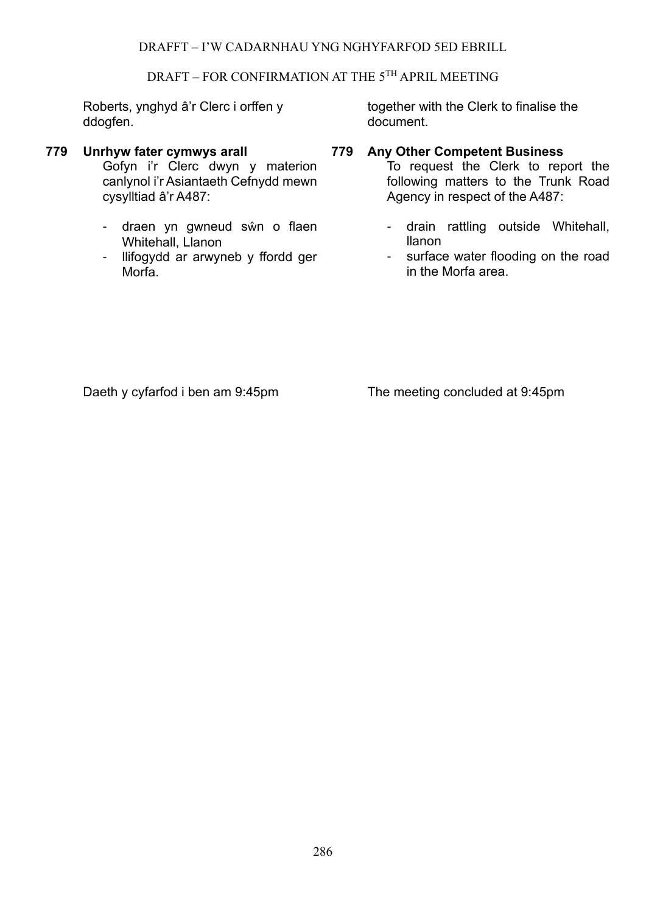Roberts, ynghyd â'r Clerc i orffen y ddogfen.

together with the Clerk to finalise the document.

**779 Unrhyw fater cymwys arall**

Gofyn i'r Clerc dwyn y materion canlynol i'r Asiantaeth Cefnydd mewn cysylltiad â'r A487:

- draen yn gwneud sŵn o flaen Whitehall, Llanon
- llifogydd ar arwyneb y ffordd ger Morfa.

**779 Any Other Competent Business**

To request the Clerk to report the following matters to the Trunk Road Agency in respect of the A487:

- drain rattling outside Whitehall, llanon
- surface water flooding on the road in the Morfa area.

Daeth y cyfarfod i ben am 9:45pm

The meeting concluded at 9:45pm